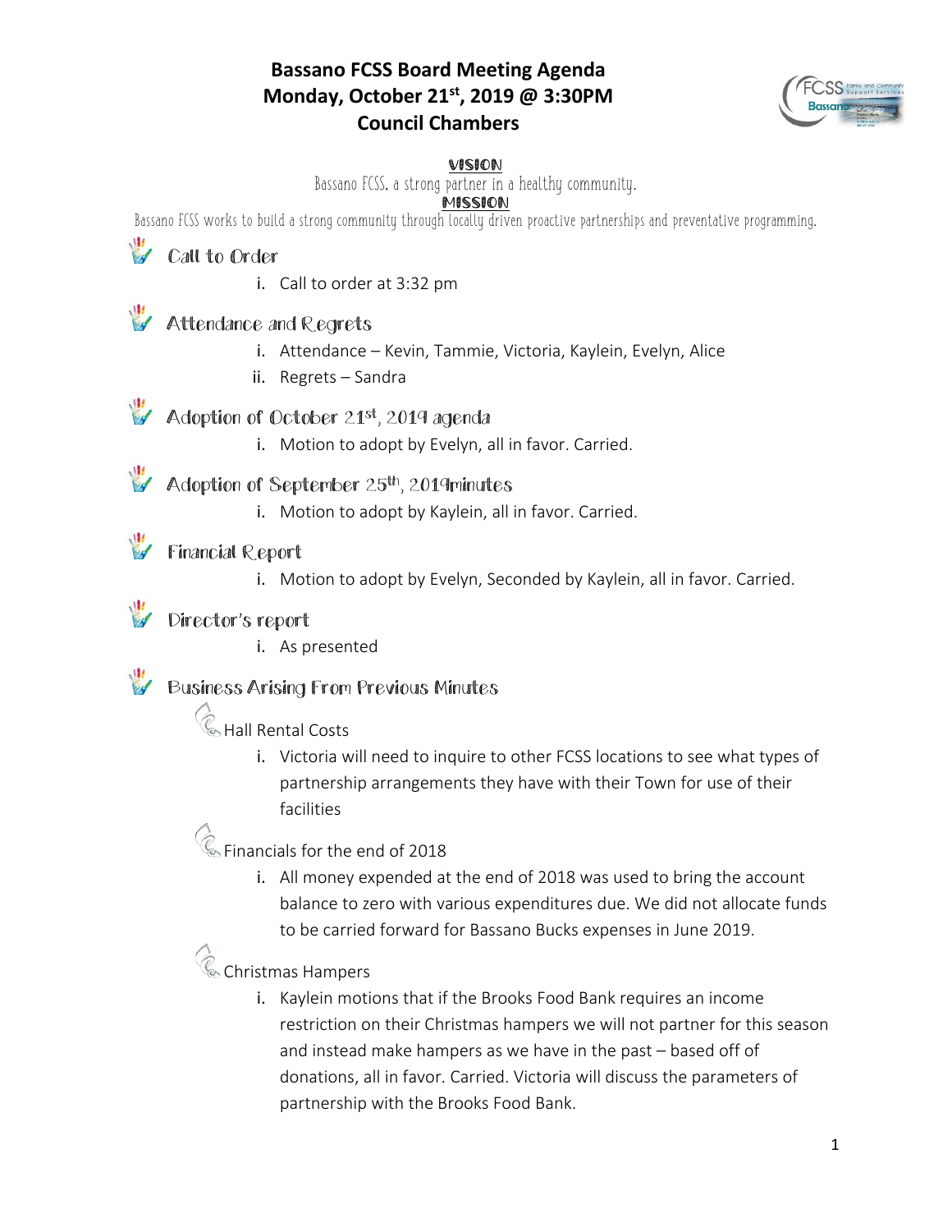# Bassano FCSS Board Meeting Agenda
# Monday, October 21st, 2019 @ 3:30PM
# Council Chambers

**VISION**

Bassano FCSS, a strong partner in a healthy community.

**MISSION**

Bassano FCSS works to build a strong community through locally driven proactive partnerships and preventative programming.

## Call to Order

i. Call to order at 3:32 pm

## Attendance and Regrets

i. Attendance – Kevin, Tammie, Victoria, Kaylein, Evelyn, Alice
ii. Regrets – Sandra

## Adoption of October 21st, 2019 agenda

i. Motion to adopt by Evelyn, all in favor. Carried.

## Adoption of September 25th, 2019minutes

i. Motion to adopt by Kaylein, all in favor. Carried.

## Financial Report

i. Motion to adopt by Evelyn, Seconded by Kaylein, all in favor. Carried.

## Director's report

i. As presented

## Business Arising From Previous Minutes

### Hall Rental Costs

i. Victoria will need to inquire to other FCSS locations to see what types of partnership arrangements they have with their Town for use of their facilities

### Financials for the end of 2018

i. All money expended at the end of 2018 was used to bring the account balance to zero with various expenditures due. We did not allocate funds to be carried forward for Bassano Bucks expenses in June 2019.

### Christmas Hampers

i. Kaylein motions that if the Brooks Food Bank requires an income restriction on their Christmas hampers we will not partner for this season and instead make hampers as we have in the past – based off of donations, all in favor. Carried. Victoria will discuss the parameters of partnership with the Brooks Food Bank.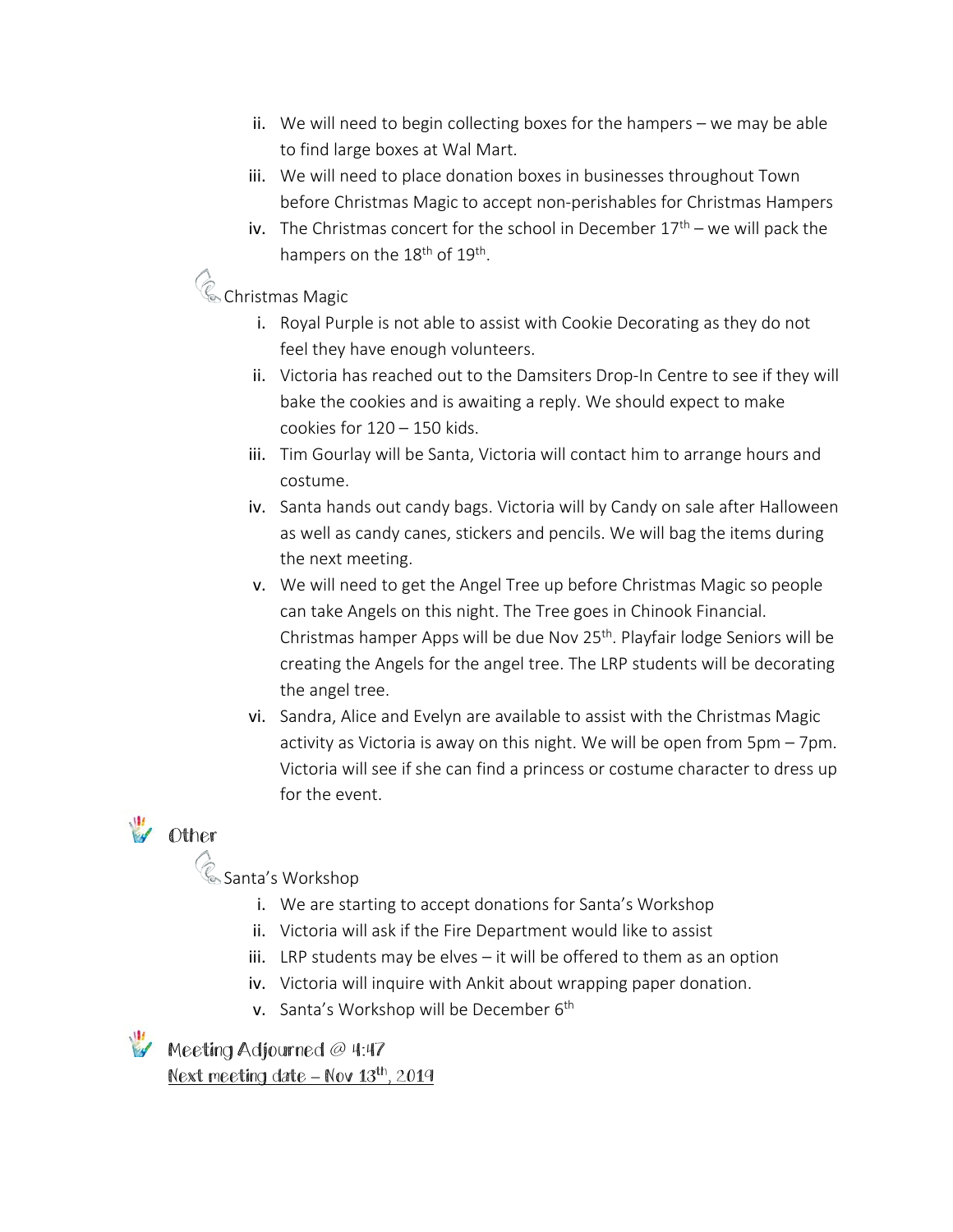ii. We will need to begin collecting boxes for the hampers – we may be able to find large boxes at Wal Mart.

iii. We will need to place donation boxes in businesses throughout Town before Christmas Magic to accept non-perishables for Christmas Hampers

iv. The Christmas concert for the school in December 17th – we will pack the hampers on the 18th of 19th.

Christmas Magic

i. Royal Purple is not able to assist with Cookie Decorating as they do not feel they have enough volunteers.

ii. Victoria has reached out to the Damsiters Drop-In Centre to see if they will bake the cookies and is awaiting a reply. We should expect to make cookies for 120 – 150 kids.

iii. Tim Gourlay will be Santa, Victoria will contact him to arrange hours and costume.

iv. Santa hands out candy bags. Victoria will by Candy on sale after Halloween as well as candy canes, stickers and pencils. We will bag the items during the next meeting.

v. We will need to get the Angel Tree up before Christmas Magic so people can take Angels on this night. The Tree goes in Chinook Financial. Christmas hamper Apps will be due Nov 25th. Playfair lodge Seniors will be creating the Angels for the angel tree. The LRP students will be decorating the angel tree.

vi. Sandra, Alice and Evelyn are available to assist with the Christmas Magic activity as Victoria is away on this night. We will be open from 5pm – 7pm. Victoria will see if she can find a princess or costume character to dress up for the event.

## Other

Santa's Workshop

i. We are starting to accept donations for Santa's Workshop

ii. Victoria will ask if the Fire Department would like to assist

iii. LRP students may be elves – it will be offered to them as an option

iv. Victoria will inquire with Ankit about wrapping paper donation.

v. Santa's Workshop will be December 6th

## Meeting Adjourned @ 4:47

Next meeting date – Nov 13th, 2019